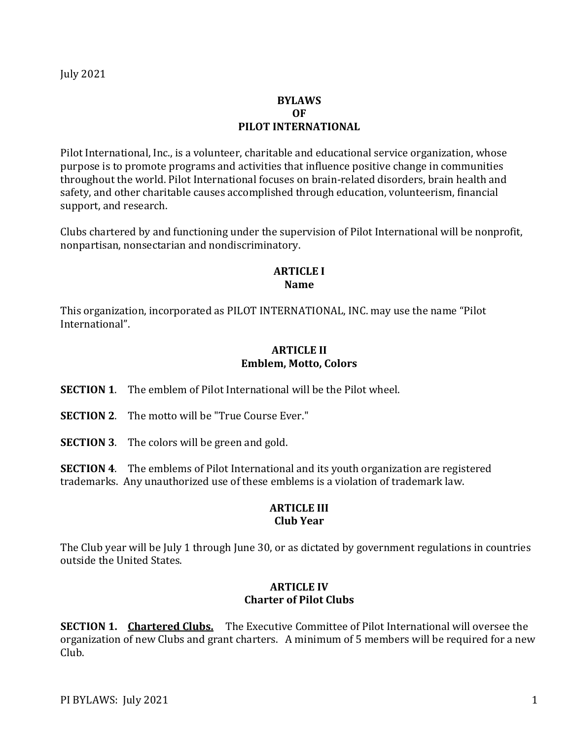July 2021

# BYLAWS OF PILOT INTERNATIONAL

Pilot International, Inc., is a volunteer, charitable and educational service organization, whose purpose is to promote programs and activities that influence positive change in communities throughout the world. Pilot International focuses on brain-related disorders, brain health and safety, and other charitable causes accomplished through education, volunteerism, financial support, and research.

Clubs chartered by and functioning under the supervision of Pilot International will be nonprofit, nonpartisan, nonsectarian and nondiscriminatory.

## ARTICLE I
## Name

This organization, incorporated as PILOT INTERNATIONAL, INC. may use the name "Pilot International".

## ARTICLE II
## Emblem, Motto, Colors

**SECTION 1**. The emblem of Pilot International will be the Pilot wheel.

**SECTION 2**. The motto will be "True Course Ever."

**SECTION 3**. The colors will be green and gold.

**SECTION 4**. The emblems of Pilot International and its youth organization are registered trademarks. Any unauthorized use of these emblems is a violation of trademark law.

## ARTICLE III
## Club Year

The Club year will be July 1 through June 30, or as dictated by government regulations in countries outside the United States.

## ARTICLE IV
## Charter of Pilot Clubs

**SECTION 1. <u>Chartered Clubs.</u>** The Executive Committee of Pilot International will oversee the organization of new Clubs and grant charters. A minimum of 5 members will be required for a new Club.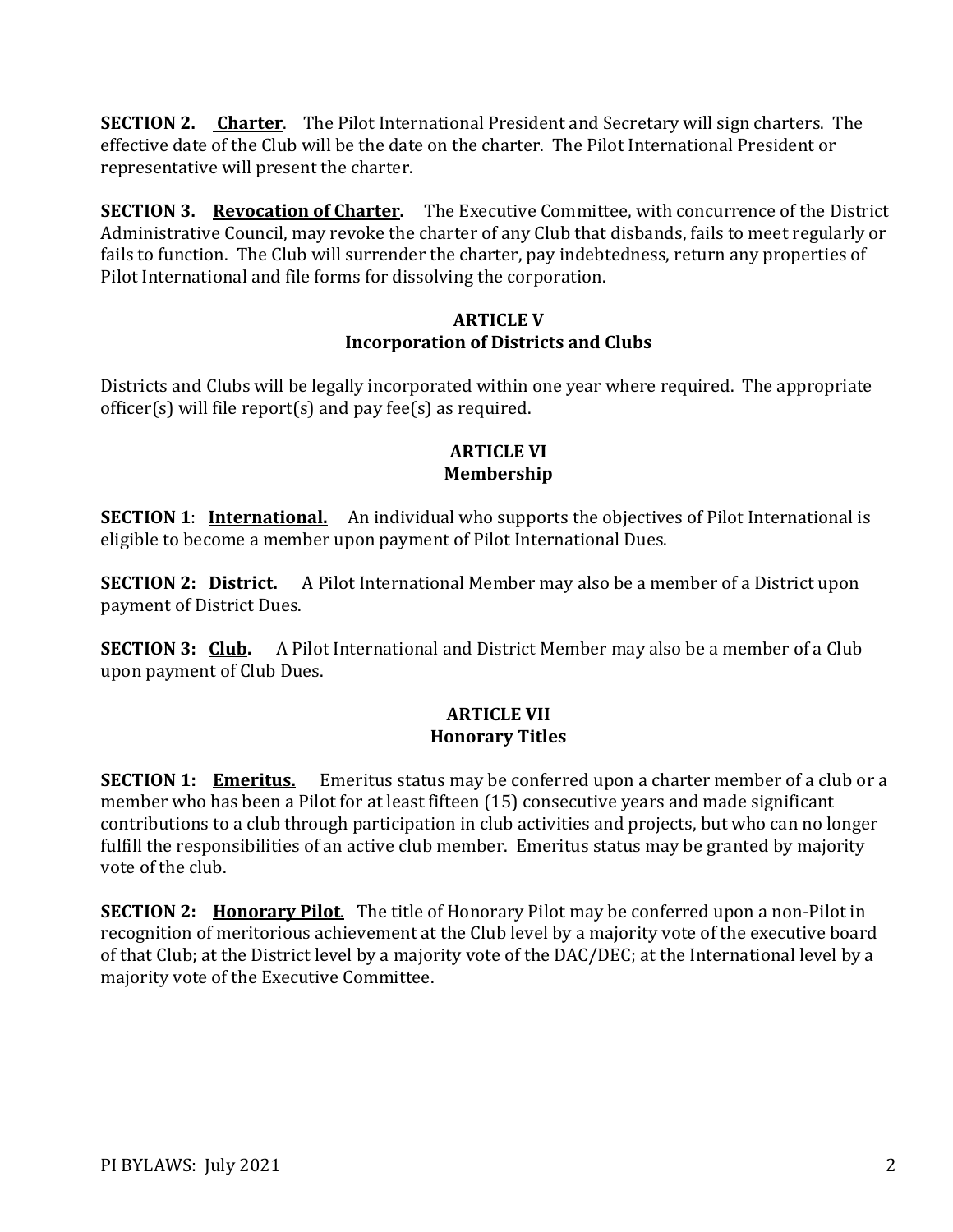**SECTION 2. <u>Charter</u>**. The Pilot International President and Secretary will sign charters. The effective date of the Club will be the date on the charter. The Pilot International President or representative will present the charter.

**SECTION 3. <u>Revocation of Charter</u>.** The Executive Committee, with concurrence of the District Administrative Council, may revoke the charter of any Club that disbands, fails to meet regularly or fails to function. The Club will surrender the charter, pay indebtedness, return any properties of Pilot International and file forms for dissolving the corporation.

## ARTICLE V
## Incorporation of Districts and Clubs

Districts and Clubs will be legally incorporated within one year where required. The appropriate officer(s) will file report(s) and pay fee(s) as required.

## ARTICLE VI
## Membership

**SECTION 1**: **<u>International.</u>** An individual who supports the objectives of Pilot International is eligible to become a member upon payment of Pilot International Dues.

**SECTION 2: <u>District.</u>** A Pilot International Member may also be a member of a District upon payment of District Dues.

**SECTION 3: <u>Club</u>.** A Pilot International and District Member may also be a member of a Club upon payment of Club Dues.

## ARTICLE VII
## Honorary Titles

**SECTION 1: <u>Emeritus.</u>** Emeritus status may be conferred upon a charter member of a club or a member who has been a Pilot for at least fifteen (15) consecutive years and made significant contributions to a club through participation in club activities and projects, but who can no longer fulfill the responsibilities of an active club member. Emeritus status may be granted by majority vote of the club.

**SECTION 2: <u>Honorary Pilot</u>**. The title of Honorary Pilot may be conferred upon a non-Pilot in recognition of meritorious achievement at the Club level by a majority vote of the executive board of that Club; at the District level by a majority vote of the DAC/DEC; at the International level by a majority vote of the Executive Committee.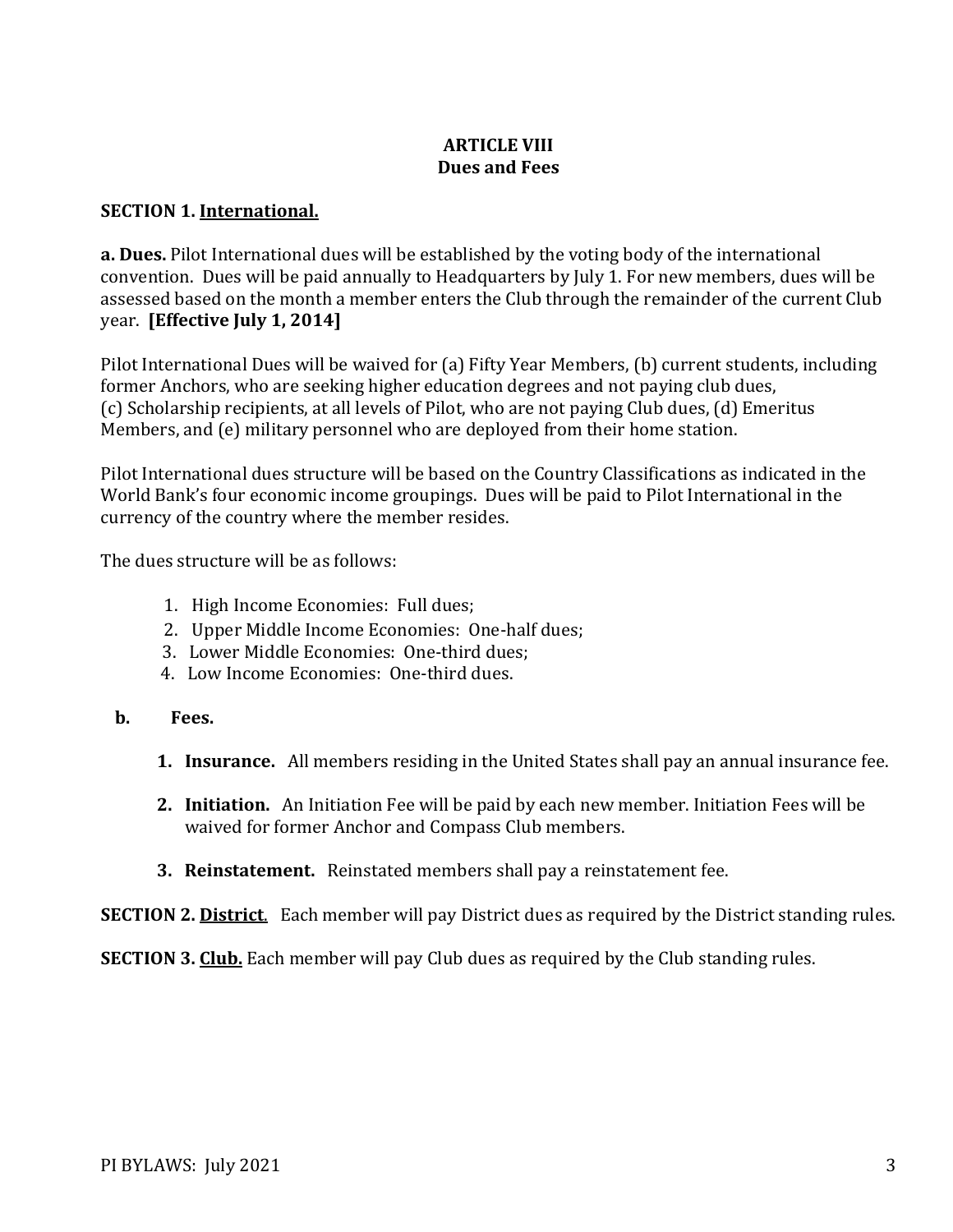## ARTICLE VIII
## Dues and Fees

**SECTION 1. International.**

**a. Dues.** Pilot International dues will be established by the voting body of the international convention. Dues will be paid annually to Headquarters by July 1. For new members, dues will be assessed based on the month a member enters the Club through the remainder of the current Club year. **[Effective July 1, 2014]**

Pilot International Dues will be waived for (a) Fifty Year Members, (b) current students, including former Anchors, who are seeking higher education degrees and not paying club dues, (c) Scholarship recipients, at all levels of Pilot, who are not paying Club dues, (d) Emeritus Members, and (e) military personnel who are deployed from their home station.

Pilot International dues structure will be based on the Country Classifications as indicated in the World Bank's four economic income groupings. Dues will be paid to Pilot International in the currency of the country where the member resides.

The dues structure will be as follows:

1. High Income Economies: Full dues;
2. Upper Middle Income Economies: One-half dues;
3. Lower Middle Economies: One-third dues;
4. Low Income Economies: One-third dues.

**b. Fees.**

1. **Insurance.** All members residing in the United States shall pay an annual insurance fee.
2. **Initiation.** An Initiation Fee will be paid by each new member. Initiation Fees will be waived for former Anchor and Compass Club members.
3. **Reinstatement.** Reinstated members shall pay a reinstatement fee.

**SECTION 2. District.** Each member will pay District dues as required by the District standing rules.

**SECTION 3. Club.** Each member will pay Club dues as required by the Club standing rules.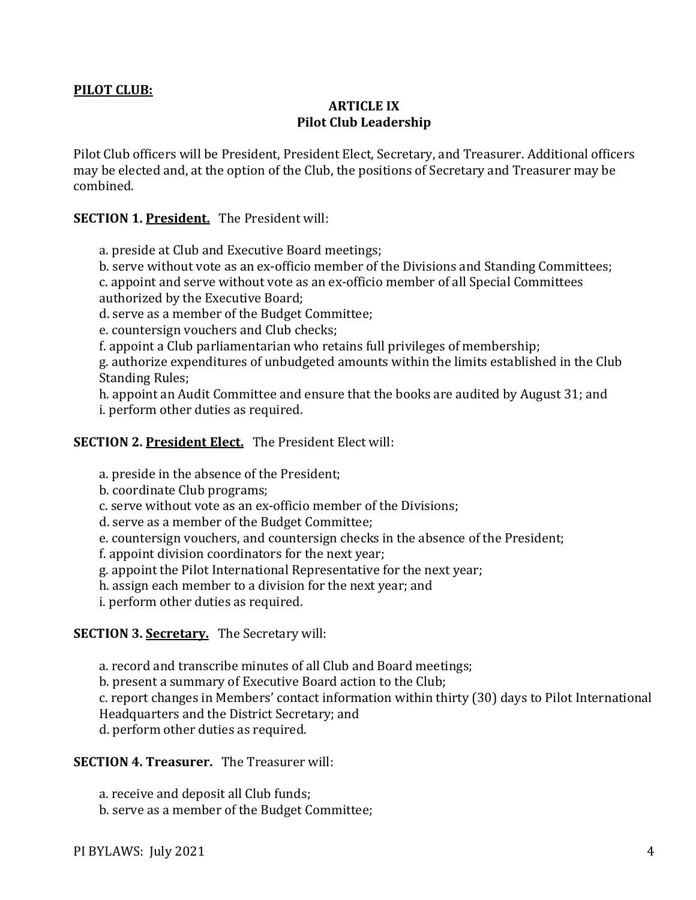**PILOT CLUB:**

## ARTICLE IX
## Pilot Club Leadership

Pilot Club officers will be President, President Elect, Secretary, and Treasurer. Additional officers may be elected and, at the option of the Club, the positions of Secretary and Treasurer may be combined.

**SECTION 1. <u>President.</u>** The President will:

a. preside at Club and Executive Board meetings;
b. serve without vote as an ex-officio member of the Divisions and Standing Committees;
c. appoint and serve without vote as an ex-officio member of all Special Committees authorized by the Executive Board;
d. serve as a member of the Budget Committee;
e. countersign vouchers and Club checks;
f. appoint a Club parliamentarian who retains full privileges of membership;
g. authorize expenditures of unbudgeted amounts within the limits established in the Club Standing Rules;
h. appoint an Audit Committee and ensure that the books are audited by August 31; and
i. perform other duties as required.

**SECTION 2. <u>President Elect.</u>** The President Elect will:

a. preside in the absence of the President;
b. coordinate Club programs;
c. serve without vote as an ex-officio member of the Divisions;
d. serve as a member of the Budget Committee;
e. countersign vouchers, and countersign checks in the absence of the President;
f. appoint division coordinators for the next year;
g. appoint the Pilot International Representative for the next year;
h. assign each member to a division for the next year; and
i. perform other duties as required.

**SECTION 3. <u>Secretary.</u>** The Secretary will:

a. record and transcribe minutes of all Club and Board meetings;
b. present a summary of Executive Board action to the Club;
c. report changes in Members' contact information within thirty (30) days to Pilot International Headquarters and the District Secretary; and
d. perform other duties as required.

**SECTION 4. Treasurer.** The Treasurer will:

a. receive and deposit all Club funds;
b. serve as a member of the Budget Committee;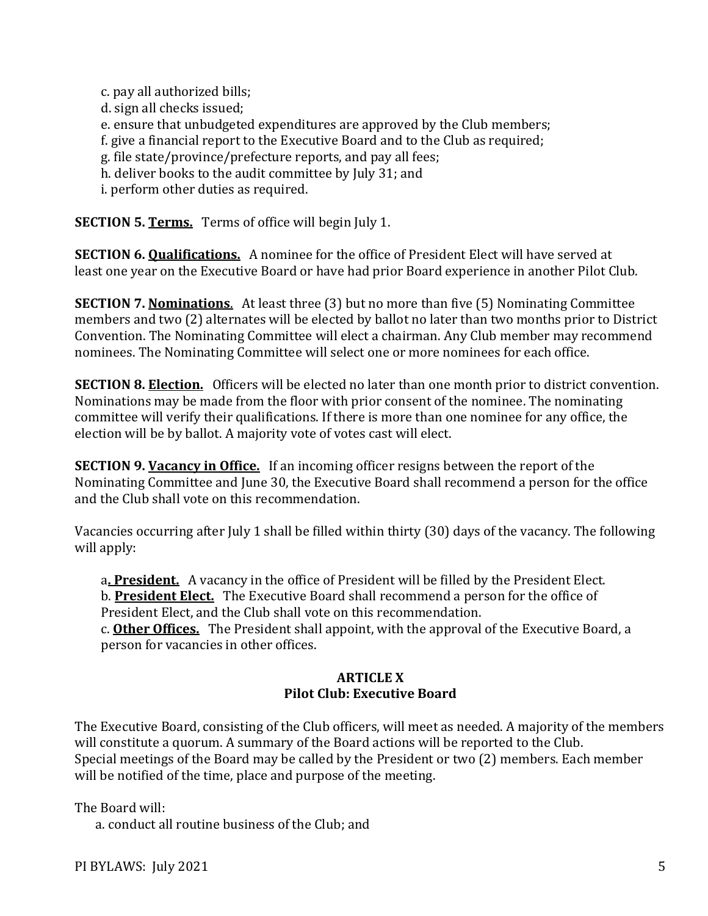c. pay all authorized bills;
d. sign all checks issued;
e. ensure that unbudgeted expenditures are approved by the Club members;
f. give a financial report to the Executive Board and to the Club as required;
g. file state/province/prefecture reports, and pay all fees;
h. deliver books to the audit committee by July 31; and
i. perform other duties as required.

**SECTION 5. Terms.** Terms of office will begin July 1.

**SECTION 6. Qualifications.** A nominee for the office of President Elect will have served at least one year on the Executive Board or have had prior Board experience in another Pilot Club.

**SECTION 7. Nominations**. At least three (3) but no more than five (5) Nominating Committee members and two (2) alternates will be elected by ballot no later than two months prior to District Convention. The Nominating Committee will elect a chairman. Any Club member may recommend nominees. The Nominating Committee will select one or more nominees for each office.

**SECTION 8. Election.** Officers will be elected no later than one month prior to district convention. Nominations may be made from the floor with prior consent of the nominee. The nominating committee will verify their qualifications. If there is more than one nominee for any office, the election will be by ballot. A majority vote of votes cast will elect.

**SECTION 9. Vacancy in Office.** If an incoming officer resigns between the report of the Nominating Committee and June 30, the Executive Board shall recommend a person for the office and the Club shall vote on this recommendation.

Vacancies occurring after July 1 shall be filled within thirty (30) days of the vacancy. The following will apply:

a. **President.** A vacancy in the office of President will be filled by the President Elect.
b. **President Elect.** The Executive Board shall recommend a person for the office of President Elect, and the Club shall vote on this recommendation.
c. **Other Offices.** The President shall appoint, with the approval of the Executive Board, a person for vacancies in other offices.

## ARTICLE X
## Pilot Club: Executive Board

The Executive Board, consisting of the Club officers, will meet as needed. A majority of the members will constitute a quorum. A summary of the Board actions will be reported to the Club. Special meetings of the Board may be called by the President or two (2) members. Each member will be notified of the time, place and purpose of the meeting.

The Board will:

a. conduct all routine business of the Club; and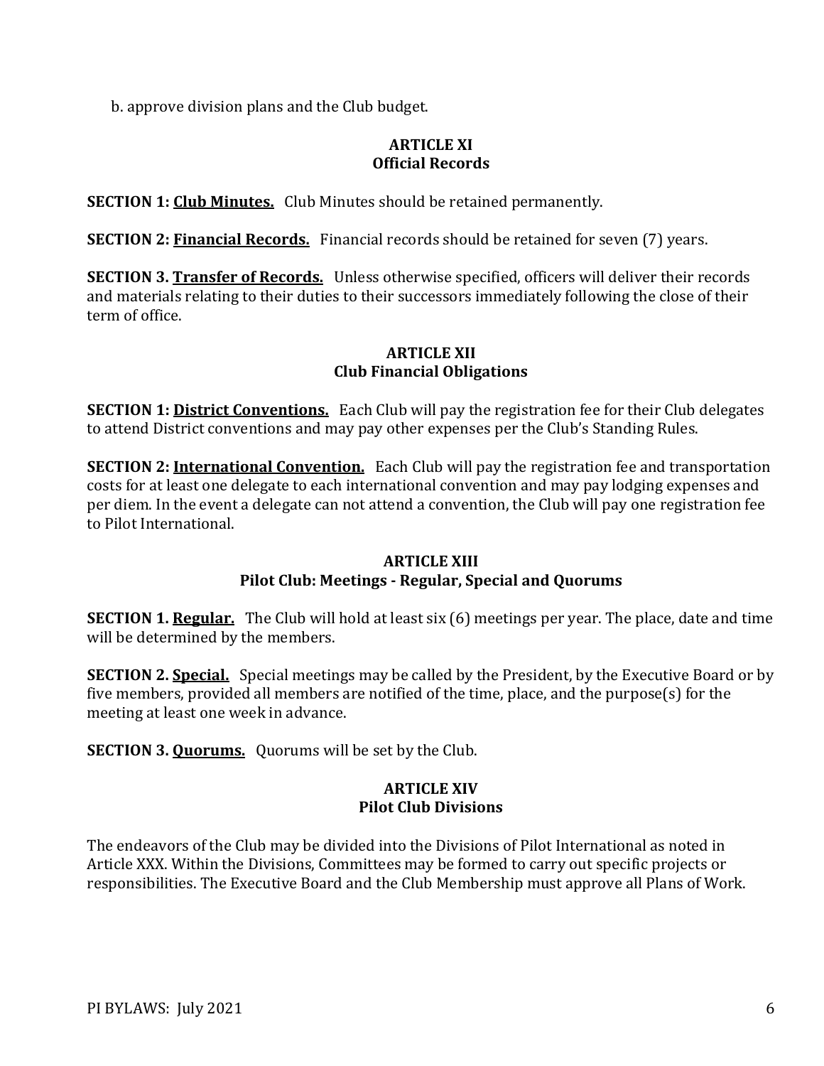b. approve division plans and the Club budget.

## ARTICLE XI
## Official Records

**SECTION 1: <u>Club Minutes.</u>** Club Minutes should be retained permanently.

**SECTION 2: <u>Financial Records.</u>** Financial records should be retained for seven (7) years.

**SECTION 3. <u>Transfer of Records.</u>** Unless otherwise specified, officers will deliver their records and materials relating to their duties to their successors immediately following the close of their term of office.

## ARTICLE XII
## Club Financial Obligations

**SECTION 1: <u>District Conventions.</u>** Each Club will pay the registration fee for their Club delegates to attend District conventions and may pay other expenses per the Club's Standing Rules.

**SECTION 2: <u>International Convention.</u>** Each Club will pay the registration fee and transportation costs for at least one delegate to each international convention and may pay lodging expenses and per diem. In the event a delegate can not attend a convention, the Club will pay one registration fee to Pilot International.

## ARTICLE XIII
## Pilot Club: Meetings - Regular, Special and Quorums

**SECTION 1. <u>Regular.</u>** The Club will hold at least six (6) meetings per year. The place, date and time will be determined by the members.

**SECTION 2. <u>Special.</u>** Special meetings may be called by the President, by the Executive Board or by five members, provided all members are notified of the time, place, and the purpose(s) for the meeting at least one week in advance.

**SECTION 3. <u>Quorums.</u>** Quorums will be set by the Club.

## ARTICLE XIV
## Pilot Club Divisions

The endeavors of the Club may be divided into the Divisions of Pilot International as noted in Article XXX. Within the Divisions, Committees may be formed to carry out specific projects or responsibilities. The Executive Board and the Club Membership must approve all Plans of Work.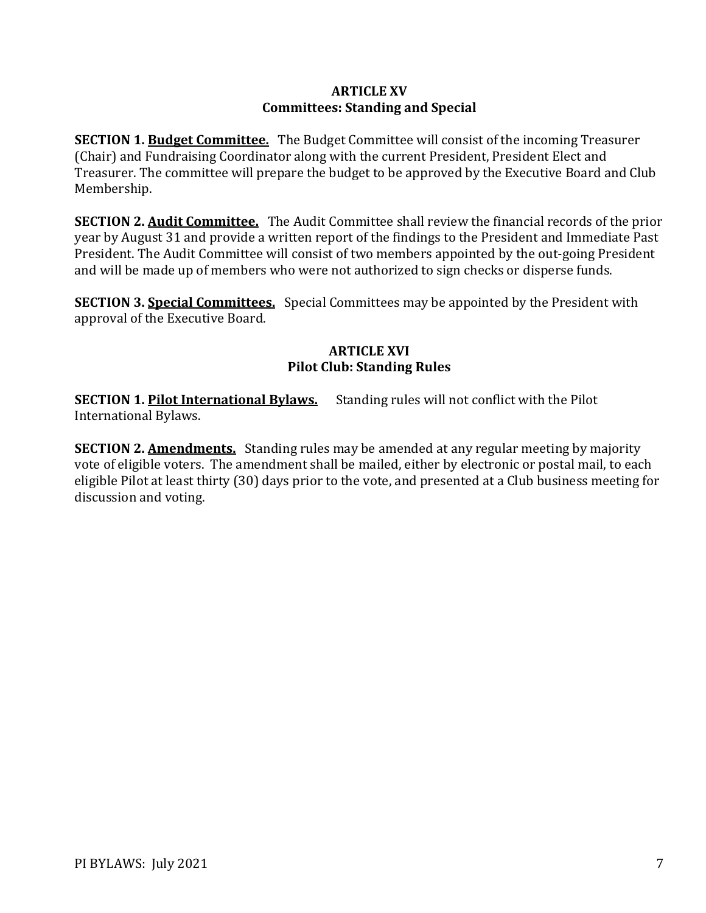## ARTICLE XV
## Committees: Standing and Special

**SECTION 1. Budget Committee.** The Budget Committee will consist of the incoming Treasurer (Chair) and Fundraising Coordinator along with the current President, President Elect and Treasurer. The committee will prepare the budget to be approved by the Executive Board and Club Membership.

**SECTION 2. Audit Committee.** The Audit Committee shall review the financial records of the prior year by August 31 and provide a written report of the findings to the President and Immediate Past President. The Audit Committee will consist of two members appointed by the out-going President and will be made up of members who were not authorized to sign checks or disperse funds.

**SECTION 3. Special Committees.** Special Committees may be appointed by the President with approval of the Executive Board.

## ARTICLE XVI
## Pilot Club: Standing Rules

**SECTION 1. Pilot International Bylaws.** Standing rules will not conflict with the Pilot International Bylaws.

**SECTION 2. Amendments.** Standing rules may be amended at any regular meeting by majority vote of eligible voters. The amendment shall be mailed, either by electronic or postal mail, to each eligible Pilot at least thirty (30) days prior to the vote, and presented at a Club business meeting for discussion and voting.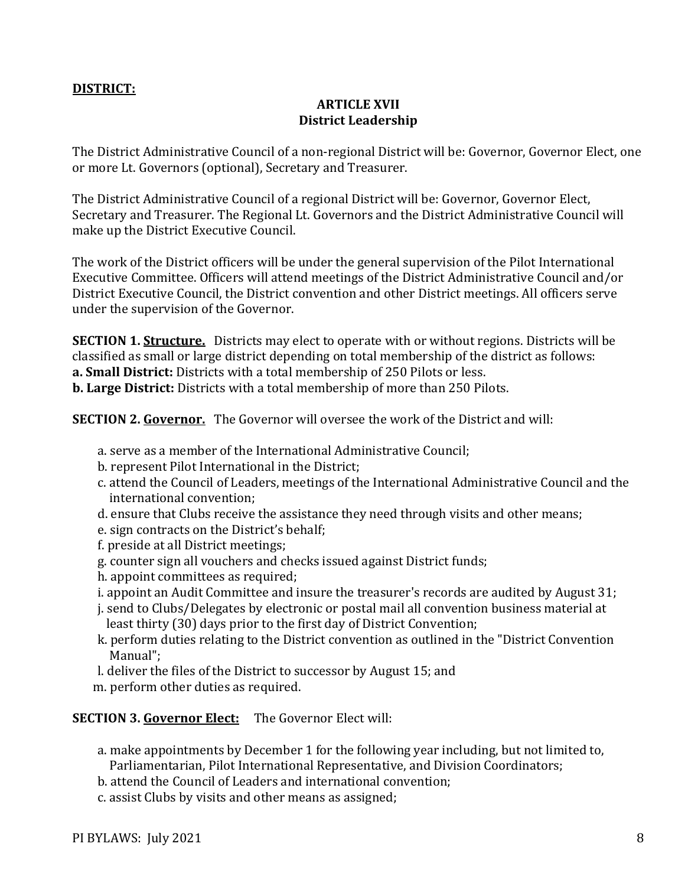**DISTRICT:**

## ARTICLE XVII
## District Leadership

The District Administrative Council of a non-regional District will be: Governor, Governor Elect, one or more Lt. Governors (optional), Secretary and Treasurer.

The District Administrative Council of a regional District will be: Governor, Governor Elect, Secretary and Treasurer. The Regional Lt. Governors and the District Administrative Council will make up the District Executive Council.

The work of the District officers will be under the general supervision of the Pilot International Executive Committee. Officers will attend meetings of the District Administrative Council and/or District Executive Council, the District convention and other District meetings. All officers serve under the supervision of the Governor.

**SECTION 1. Structure.** Districts may elect to operate with or without regions. Districts will be classified as small or large district depending on total membership of the district as follows:
**a. Small District:** Districts with a total membership of 250 Pilots or less.
**b. Large District:** Districts with a total membership of more than 250 Pilots.

**SECTION 2. Governor.** The Governor will oversee the work of the District and will:

a. serve as a member of the International Administrative Council;
b. represent Pilot International in the District;
c. attend the Council of Leaders, meetings of the International Administrative Council and the international convention;
d. ensure that Clubs receive the assistance they need through visits and other means;
e. sign contracts on the District's behalf;
f. preside at all District meetings;
g. counter sign all vouchers and checks issued against District funds;
h. appoint committees as required;
i. appoint an Audit Committee and insure the treasurer's records are audited by August 31;
j. send to Clubs/Delegates by electronic or postal mail all convention business material at least thirty (30) days prior to the first day of District Convention;
k. perform duties relating to the District convention as outlined in the "District Convention Manual";
l. deliver the files of the District to successor by August 15; and
m. perform other duties as required.

**SECTION 3. Governor Elect:** The Governor Elect will:

a. make appointments by December 1 for the following year including, but not limited to, Parliamentarian, Pilot International Representative, and Division Coordinators;
b. attend the Council of Leaders and international convention;
c. assist Clubs by visits and other means as assigned;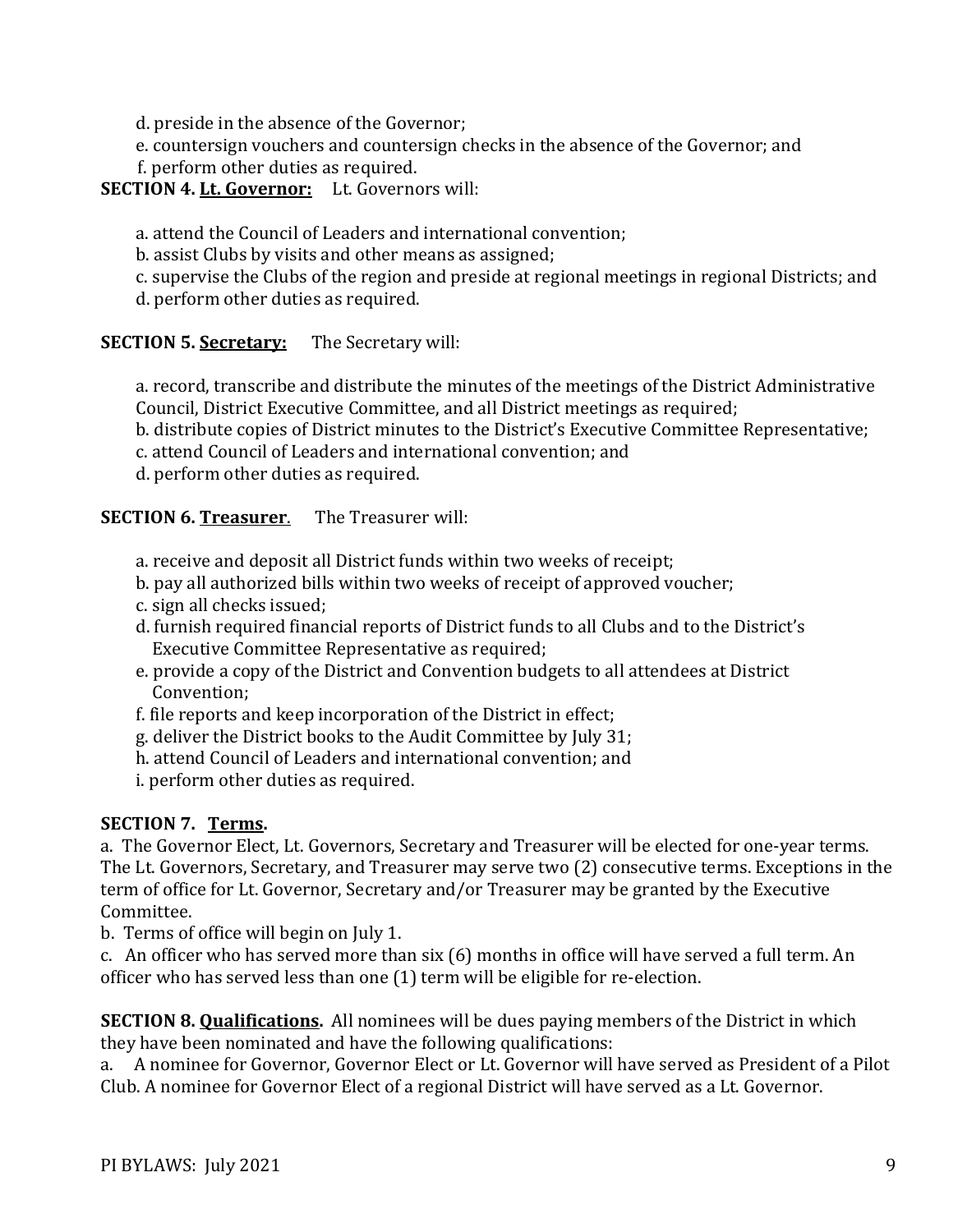d. preside in the absence of the Governor;

e. countersign vouchers and countersign checks in the absence of the Governor; and

f. perform other duties as required.

**SECTION 4. <u>Lt. Governor:</u>** Lt. Governors will:

a. attend the Council of Leaders and international convention;

b. assist Clubs by visits and other means as assigned;

c. supervise the Clubs of the region and preside at regional meetings in regional Districts; and

d. perform other duties as required.

**SECTION 5. <u>Secretary:</u>** The Secretary will:

a. record, transcribe and distribute the minutes of the meetings of the District Administrative Council, District Executive Committee, and all District meetings as required;

b. distribute copies of District minutes to the District's Executive Committee Representative;

c. attend Council of Leaders and international convention; and

d. perform other duties as required.

**SECTION 6. <u>Treasurer</u>.** The Treasurer will:

a. receive and deposit all District funds within two weeks of receipt;

b. pay all authorized bills within two weeks of receipt of approved voucher;

c. sign all checks issued;

d. furnish required financial reports of District funds to all Clubs and to the District's Executive Committee Representative as required;

e. provide a copy of the District and Convention budgets to all attendees at District Convention;

f. file reports and keep incorporation of the District in effect;

g. deliver the District books to the Audit Committee by July 31;

h. attend Council of Leaders and international convention; and

i. perform other duties as required.

**SECTION 7. <u>Terms</u>.**

a. The Governor Elect, Lt. Governors, Secretary and Treasurer will be elected for one-year terms. The Lt. Governors, Secretary, and Treasurer may serve two (2) consecutive terms. Exceptions in the term of office for Lt. Governor, Secretary and/or Treasurer may be granted by the Executive Committee.

b. Terms of office will begin on July 1.

c. An officer who has served more than six (6) months in office will have served a full term. An officer who has served less than one (1) term will be eligible for re-election.

**SECTION 8. <u>Qualifications</u>.** All nominees will be dues paying members of the District in which they have been nominated and have the following qualifications:

a. A nominee for Governor, Governor Elect or Lt. Governor will have served as President of a Pilot Club. A nominee for Governor Elect of a regional District will have served as a Lt. Governor.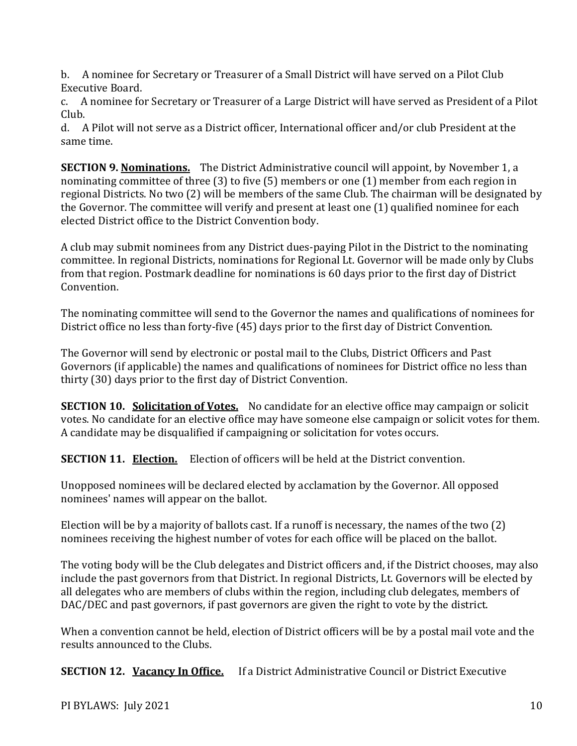b. A nominee for Secretary or Treasurer of a Small District will have served on a Pilot Club Executive Board.

c. A nominee for Secretary or Treasurer of a Large District will have served as President of a Pilot Club.

d. A Pilot will not serve as a District officer, International officer and/or club President at the same time.

**SECTION 9. <u>Nominations.</u>** The District Administrative council will appoint, by November 1, a nominating committee of three (3) to five (5) members or one (1) member from each region in regional Districts. No two (2) will be members of the same Club. The chairman will be designated by the Governor. The committee will verify and present at least one (1) qualified nominee for each elected District office to the District Convention body.

A club may submit nominees from any District dues-paying Pilot in the District to the nominating committee. In regional Districts, nominations for Regional Lt. Governor will be made only by Clubs from that region. Postmark deadline for nominations is 60 days prior to the first day of District Convention.

The nominating committee will send to the Governor the names and qualifications of nominees for District office no less than forty-five (45) days prior to the first day of District Convention.

The Governor will send by electronic or postal mail to the Clubs, District Officers and Past Governors (if applicable) the names and qualifications of nominees for District office no less than thirty (30) days prior to the first day of District Convention.

**SECTION 10. <u>Solicitation of Votes.</u>** No candidate for an elective office may campaign or solicit votes. No candidate for an elective office may have someone else campaign or solicit votes for them. A candidate may be disqualified if campaigning or solicitation for votes occurs.

**SECTION 11. <u>Election.</u>** Election of officers will be held at the District convention.

Unopposed nominees will be declared elected by acclamation by the Governor. All opposed nominees' names will appear on the ballot.

Election will be by a majority of ballots cast. If a runoff is necessary, the names of the two (2) nominees receiving the highest number of votes for each office will be placed on the ballot.

The voting body will be the Club delegates and District officers and, if the District chooses, may also include the past governors from that District. In regional Districts, Lt. Governors will be elected by all delegates who are members of clubs within the region, including club delegates, members of DAC/DEC and past governors, if past governors are given the right to vote by the district.

When a convention cannot be held, election of District officers will be by a postal mail vote and the results announced to the Clubs.

**SECTION 12. <u>Vacancy In Office.</u>** If a District Administrative Council or District Executive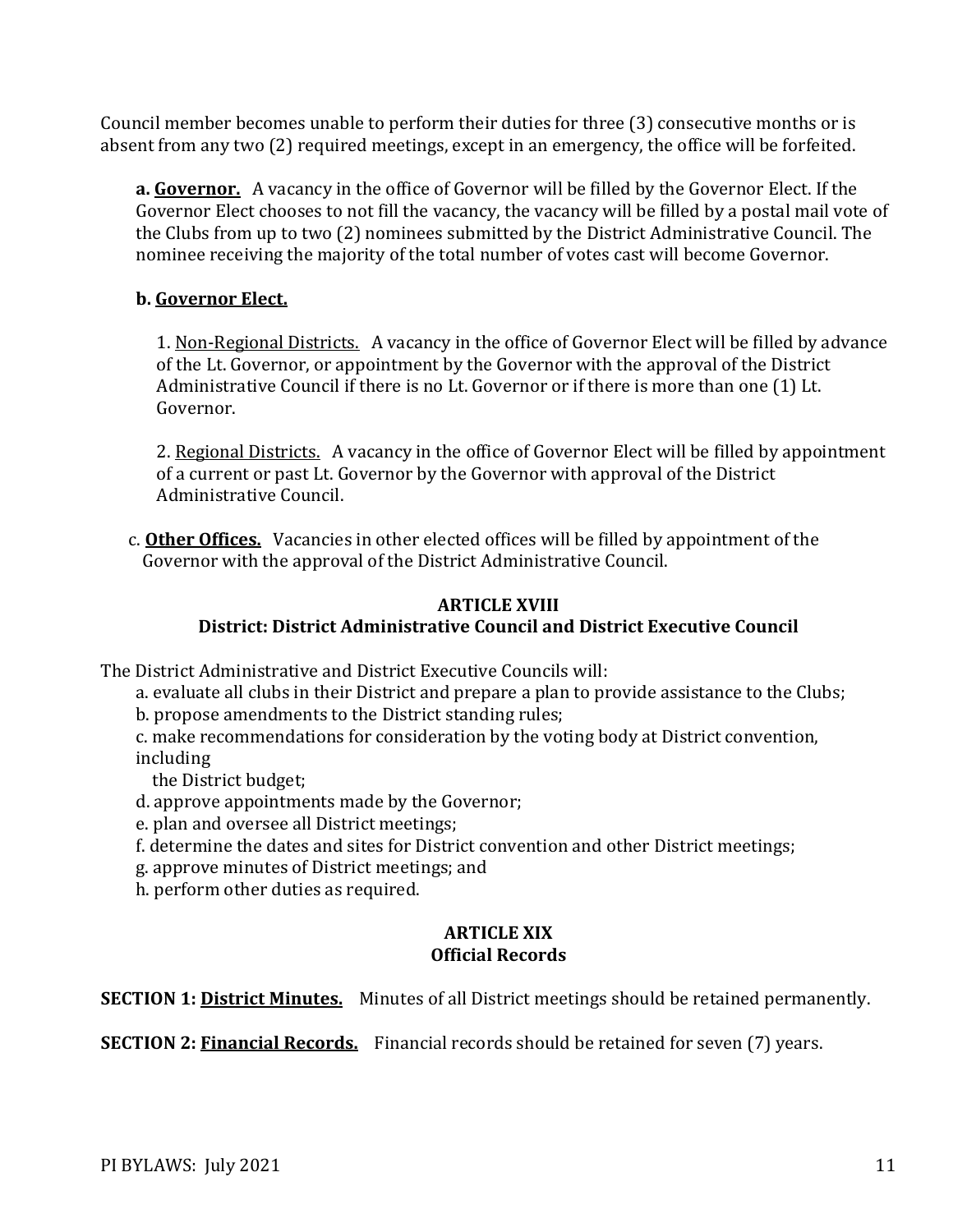Council member becomes unable to perform their duties for three (3) consecutive months or is absent from any two (2) required meetings, except in an emergency, the office will be forfeited.

**a. Governor.** A vacancy in the office of Governor will be filled by the Governor Elect. If the Governor Elect chooses to not fill the vacancy, the vacancy will be filled by a postal mail vote of the Clubs from up to two (2) nominees submitted by the District Administrative Council. The nominee receiving the majority of the total number of votes cast will become Governor.

**b. Governor Elect.**

1. Non-Regional Districts. A vacancy in the office of Governor Elect will be filled by advance of the Lt. Governor, or appointment by the Governor with the approval of the District Administrative Council if there is no Lt. Governor or if there is more than one (1) Lt. Governor.

2. Regional Districts. A vacancy in the office of Governor Elect will be filled by appointment of a current or past Lt. Governor by the Governor with approval of the District Administrative Council.

c. **Other Offices.** Vacancies in other elected offices will be filled by appointment of the Governor with the approval of the District Administrative Council.

## ARTICLE XVIII
## District: District Administrative Council and District Executive Council

The District Administrative and District Executive Councils will:

a. evaluate all clubs in their District and prepare a plan to provide assistance to the Clubs;
b. propose amendments to the District standing rules;
c. make recommendations for consideration by the voting body at District convention, including
 the District budget;
d. approve appointments made by the Governor;
e. plan and oversee all District meetings;
f. determine the dates and sites for District convention and other District meetings;
g. approve minutes of District meetings; and
h. perform other duties as required.

## ARTICLE XIX
## Official Records

**SECTION 1: District Minutes.** Minutes of all District meetings should be retained permanently.

**SECTION 2: Financial Records.** Financial records should be retained for seven (7) years.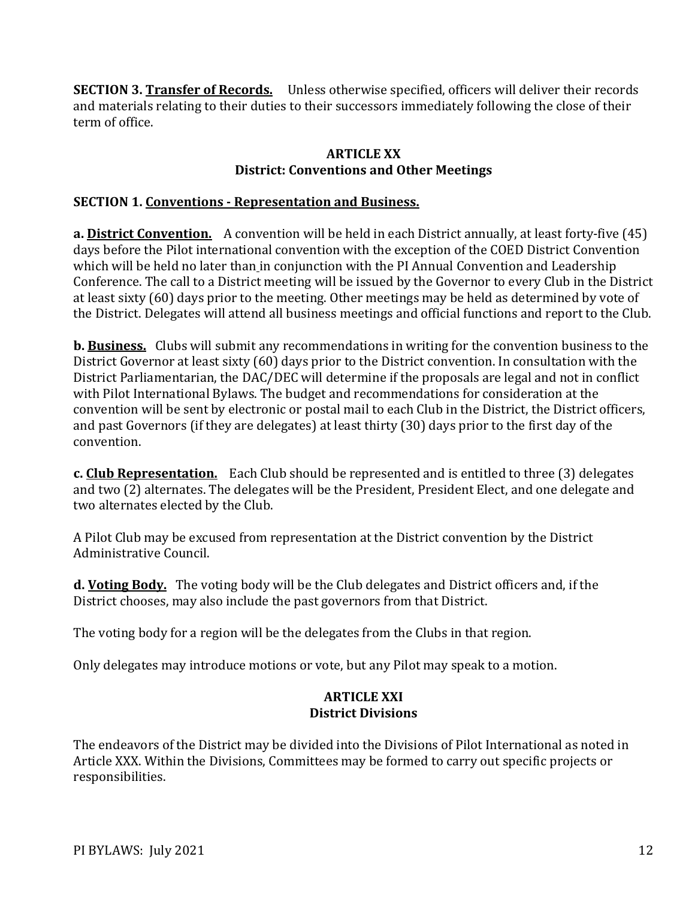**SECTION 3. Transfer of Records.** Unless otherwise specified, officers will deliver their records and materials relating to their duties to their successors immediately following the close of their term of office.

## ARTICLE XX
## District: Conventions and Other Meetings

**SECTION 1. Conventions - Representation and Business.**

**a. District Convention.** A convention will be held in each District annually, at least forty-five (45) days before the Pilot international convention with the exception of the COED District Convention which will be held no later than in conjunction with the PI Annual Convention and Leadership Conference. The call to a District meeting will be issued by the Governor to every Club in the District at least sixty (60) days prior to the meeting. Other meetings may be held as determined by vote of the District. Delegates will attend all business meetings and official functions and report to the Club.

**b. Business.** Clubs will submit any recommendations in writing for the convention business to the District Governor at least sixty (60) days prior to the District convention. In consultation with the District Parliamentarian, the DAC/DEC will determine if the proposals are legal and not in conflict with Pilot International Bylaws. The budget and recommendations for consideration at the convention will be sent by electronic or postal mail to each Club in the District, the District officers, and past Governors (if they are delegates) at least thirty (30) days prior to the first day of the convention.

**c. Club Representation.** Each Club should be represented and is entitled to three (3) delegates and two (2) alternates. The delegates will be the President, President Elect, and one delegate and two alternates elected by the Club.

A Pilot Club may be excused from representation at the District convention by the District Administrative Council.

**d. Voting Body.** The voting body will be the Club delegates and District officers and, if the District chooses, may also include the past governors from that District.

The voting body for a region will be the delegates from the Clubs in that region.

Only delegates may introduce motions or vote, but any Pilot may speak to a motion.

## ARTICLE XXI
## District Divisions

The endeavors of the District may be divided into the Divisions of Pilot International as noted in Article XXX. Within the Divisions, Committees may be formed to carry out specific projects or responsibilities.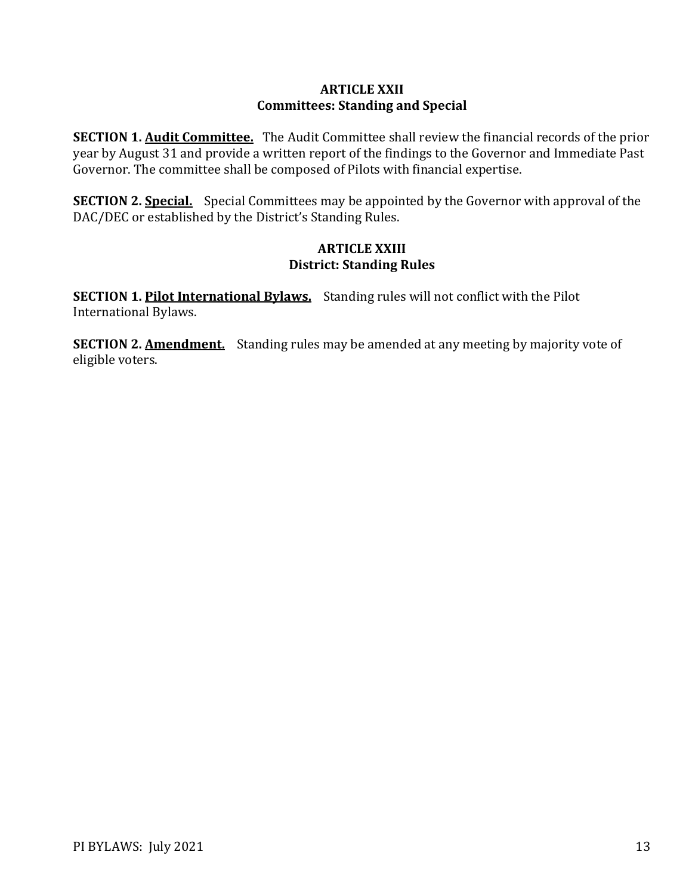## ARTICLE XXII
## Committees: Standing and Special

**SECTION 1. <u>Audit Committee.</u>** The Audit Committee shall review the financial records of the prior year by August 31 and provide a written report of the findings to the Governor and Immediate Past Governor. The committee shall be composed of Pilots with financial expertise.

**SECTION 2. <u>Special.</u>** Special Committees may be appointed by the Governor with approval of the DAC/DEC or established by the District's Standing Rules.

## ARTICLE XXIII
## District: Standing Rules

**SECTION 1. <u>Pilot International Bylaws.</u>** Standing rules will not conflict with the Pilot International Bylaws.

**SECTION 2. <u>Amendment.</u>** Standing rules may be amended at any meeting by majority vote of eligible voters.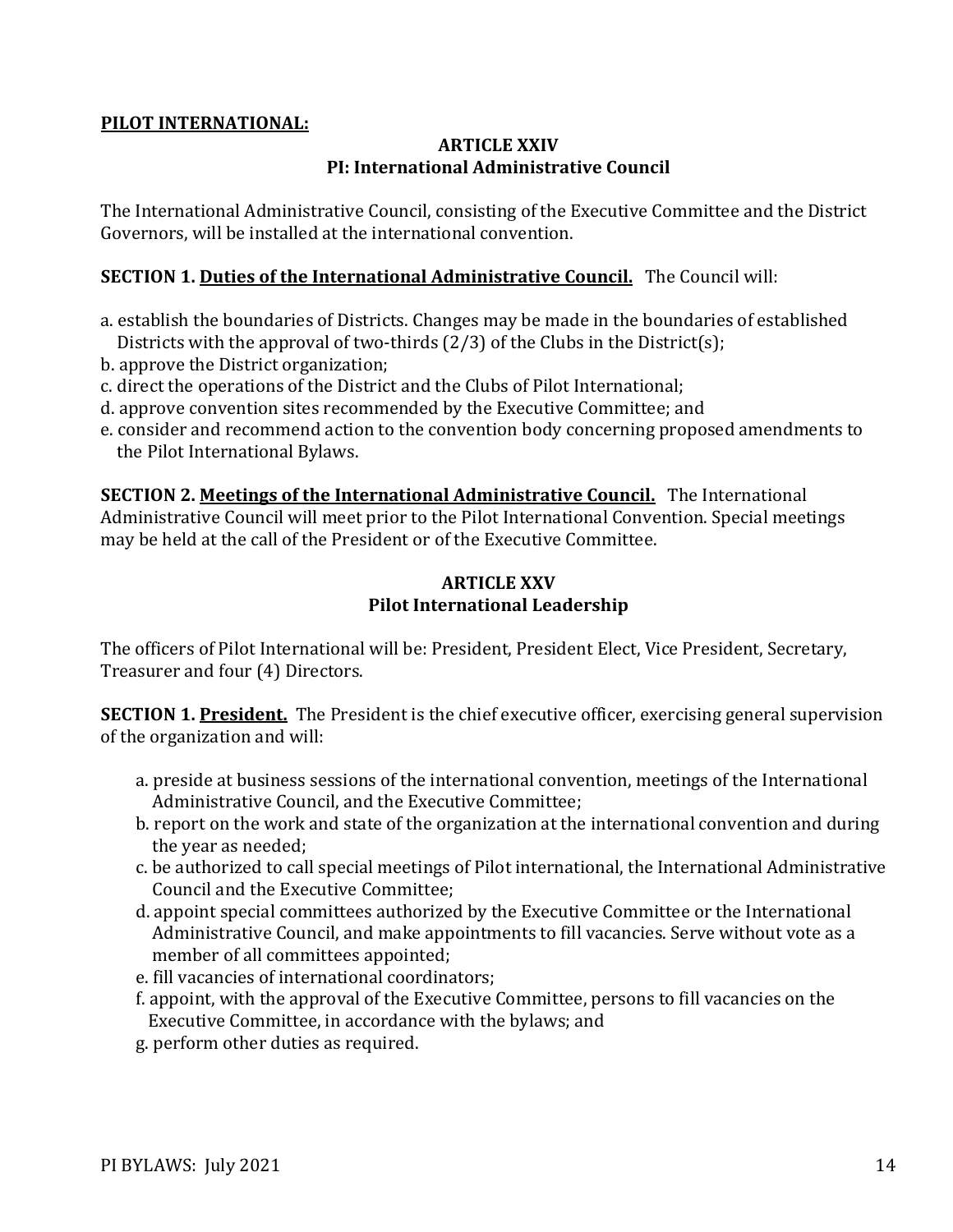**PILOT INTERNATIONAL:**

## ARTICLE XXIV
## PI: International Administrative Council

The International Administrative Council, consisting of the Executive Committee and the District Governors, will be installed at the international convention.

**SECTION 1. Duties of the International Administrative Council.** The Council will:

a. establish the boundaries of Districts. Changes may be made in the boundaries of established Districts with the approval of two-thirds (2/3) of the Clubs in the District(s);
b. approve the District organization;
c. direct the operations of the District and the Clubs of Pilot International;
d. approve convention sites recommended by the Executive Committee; and
e. consider and recommend action to the convention body concerning proposed amendments to the Pilot International Bylaws.

**SECTION 2. Meetings of the International Administrative Council.** The International Administrative Council will meet prior to the Pilot International Convention. Special meetings may be held at the call of the President or of the Executive Committee.

## ARTICLE XXV
## Pilot International Leadership

The officers of Pilot International will be: President, President Elect, Vice President, Secretary, Treasurer and four (4) Directors.

**SECTION 1. President.** The President is the chief executive officer, exercising general supervision of the organization and will:

a. preside at business sessions of the international convention, meetings of the International Administrative Council, and the Executive Committee;
b. report on the work and state of the organization at the international convention and during the year as needed;
c. be authorized to call special meetings of Pilot international, the International Administrative Council and the Executive Committee;
d. appoint special committees authorized by the Executive Committee or the International Administrative Council, and make appointments to fill vacancies. Serve without vote as a member of all committees appointed;
e. fill vacancies of international coordinators;
f. appoint, with the approval of the Executive Committee, persons to fill vacancies on the Executive Committee, in accordance with the bylaws; and
g. perform other duties as required.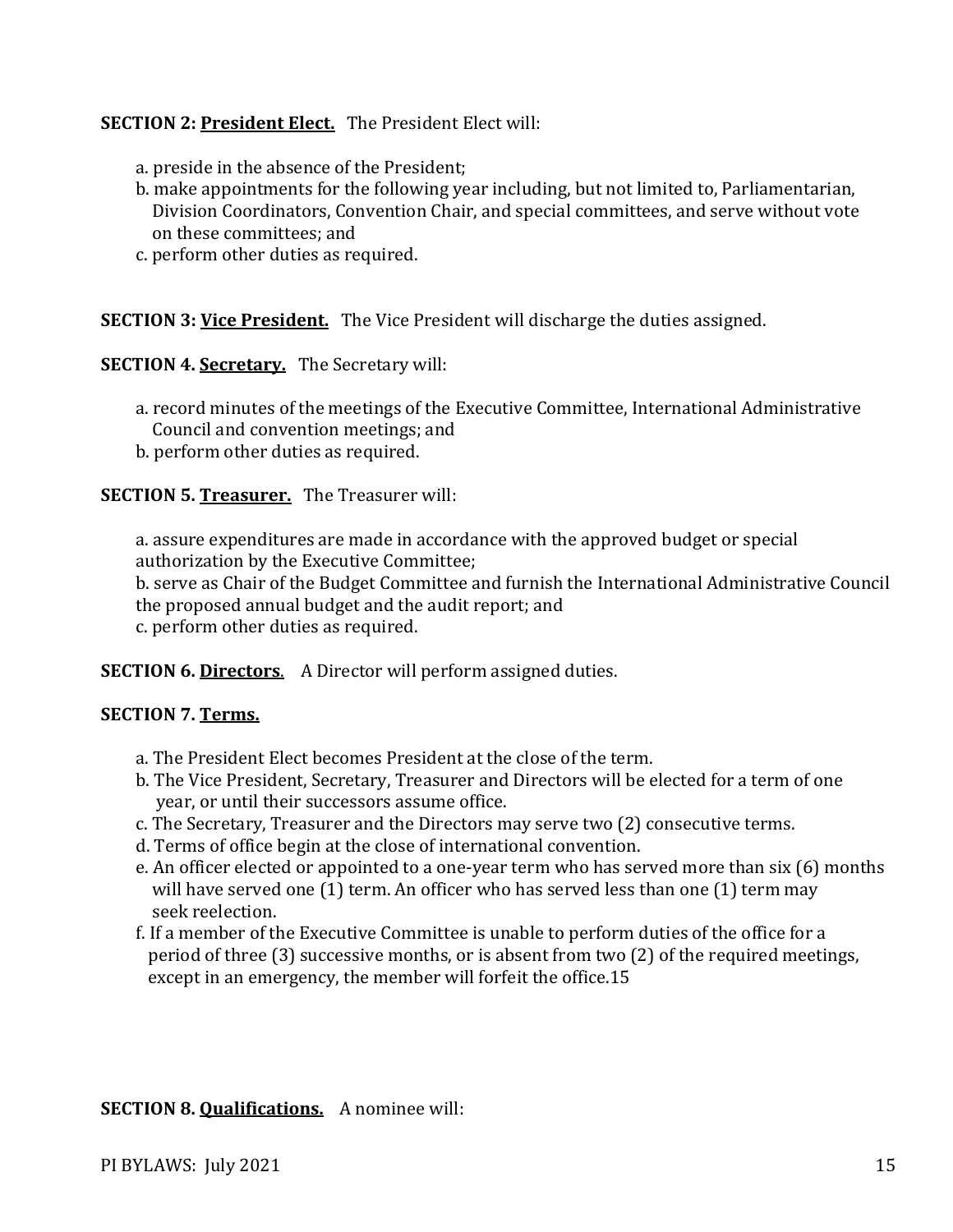**SECTION 2: <u>President Elect.</u>** The President Elect will:

a. preside in the absence of the President;
b. make appointments for the following year including, but not limited to, Parliamentarian, Division Coordinators, Convention Chair, and special committees, and serve without vote on these committees; and
c. perform other duties as required.

**SECTION 3: <u>Vice President.</u>** The Vice President will discharge the duties assigned.

**SECTION 4. <u>Secretary.</u>** The Secretary will:

a. record minutes of the meetings of the Executive Committee, International Administrative Council and convention meetings; and
b. perform other duties as required.

**SECTION 5. <u>Treasurer.</u>** The Treasurer will:

a. assure expenditures are made in accordance with the approved budget or special authorization by the Executive Committee;
b. serve as Chair of the Budget Committee and furnish the International Administrative Council the proposed annual budget and the audit report; and
c. perform other duties as required.

**SECTION 6. <u>Directors</u>.** A Director will perform assigned duties.

**SECTION 7. <u>Terms.</u>**

a. The President Elect becomes President at the close of the term.
b. The Vice President, Secretary, Treasurer and Directors will be elected for a term of one year, or until their successors assume office.
c. The Secretary, Treasurer and the Directors may serve two (2) consecutive terms.
d. Terms of office begin at the close of international convention.
e. An officer elected or appointed to a one-year term who has served more than six (6) months will have served one (1) term. An officer who has served less than one (1) term may seek reelection.
f. If a member of the Executive Committee is unable to perform duties of the office for a period of three (3) successive months, or is absent from two (2) of the required meetings, except in an emergency, the member will forfeit the office.15

**SECTION 8. <u>Qualifications.</u>** A nominee will: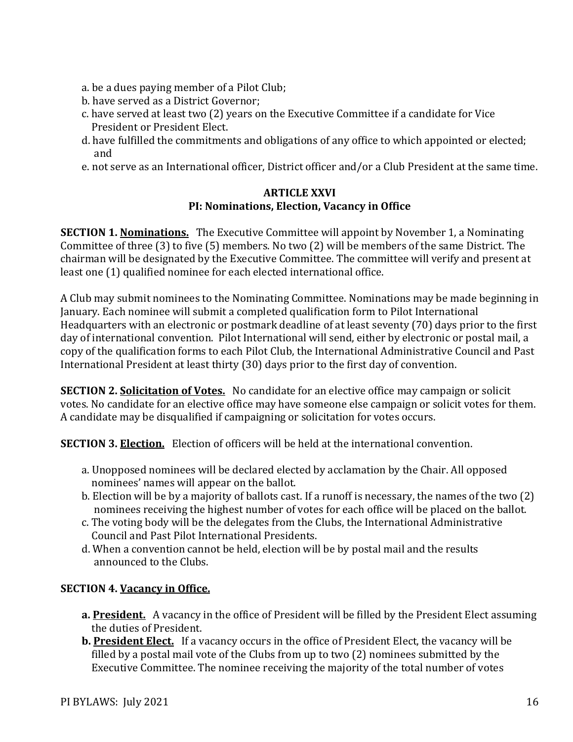a. be a dues paying member of a Pilot Club;
b. have served as a District Governor;
c. have served at least two (2) years on the Executive Committee if a candidate for Vice President or President Elect.
d. have fulfilled the commitments and obligations of any office to which appointed or elected; and
e. not serve as an International officer, District officer and/or a Club President at the same time.

## ARTICLE XXVI
## PI: Nominations, Election, Vacancy in Office

**SECTION 1. Nominations.** The Executive Committee will appoint by November 1, a Nominating Committee of three (3) to five (5) members. No two (2) will be members of the same District. The chairman will be designated by the Executive Committee. The committee will verify and present at least one (1) qualified nominee for each elected international office.

A Club may submit nominees to the Nominating Committee. Nominations may be made beginning in January. Each nominee will submit a completed qualification form to Pilot International Headquarters with an electronic or postmark deadline of at least seventy (70) days prior to the first day of international convention. Pilot International will send, either by electronic or postal mail, a copy of the qualification forms to each Pilot Club, the International Administrative Council and Past International President at least thirty (30) days prior to the first day of convention.

**SECTION 2. Solicitation of Votes.** No candidate for an elective office may campaign or solicit votes. No candidate for an elective office may have someone else campaign or solicit votes for them. A candidate may be disqualified if campaigning or solicitation for votes occurs.

**SECTION 3. Election.** Election of officers will be held at the international convention.

a. Unopposed nominees will be declared elected by acclamation by the Chair. All opposed nominees' names will appear on the ballot.
b. Election will be by a majority of ballots cast. If a runoff is necessary, the names of the two (2) nominees receiving the highest number of votes for each office will be placed on the ballot.
c. The voting body will be the delegates from the Clubs, the International Administrative Council and Past Pilot International Presidents.
d. When a convention cannot be held, election will be by postal mail and the results announced to the Clubs.

**SECTION 4. Vacancy in Office.**

**a. President.** A vacancy in the office of President will be filled by the President Elect assuming the duties of President.

**b. President Elect.** If a vacancy occurs in the office of President Elect, the vacancy will be filled by a postal mail vote of the Clubs from up to two (2) nominees submitted by the Executive Committee. The nominee receiving the majority of the total number of votes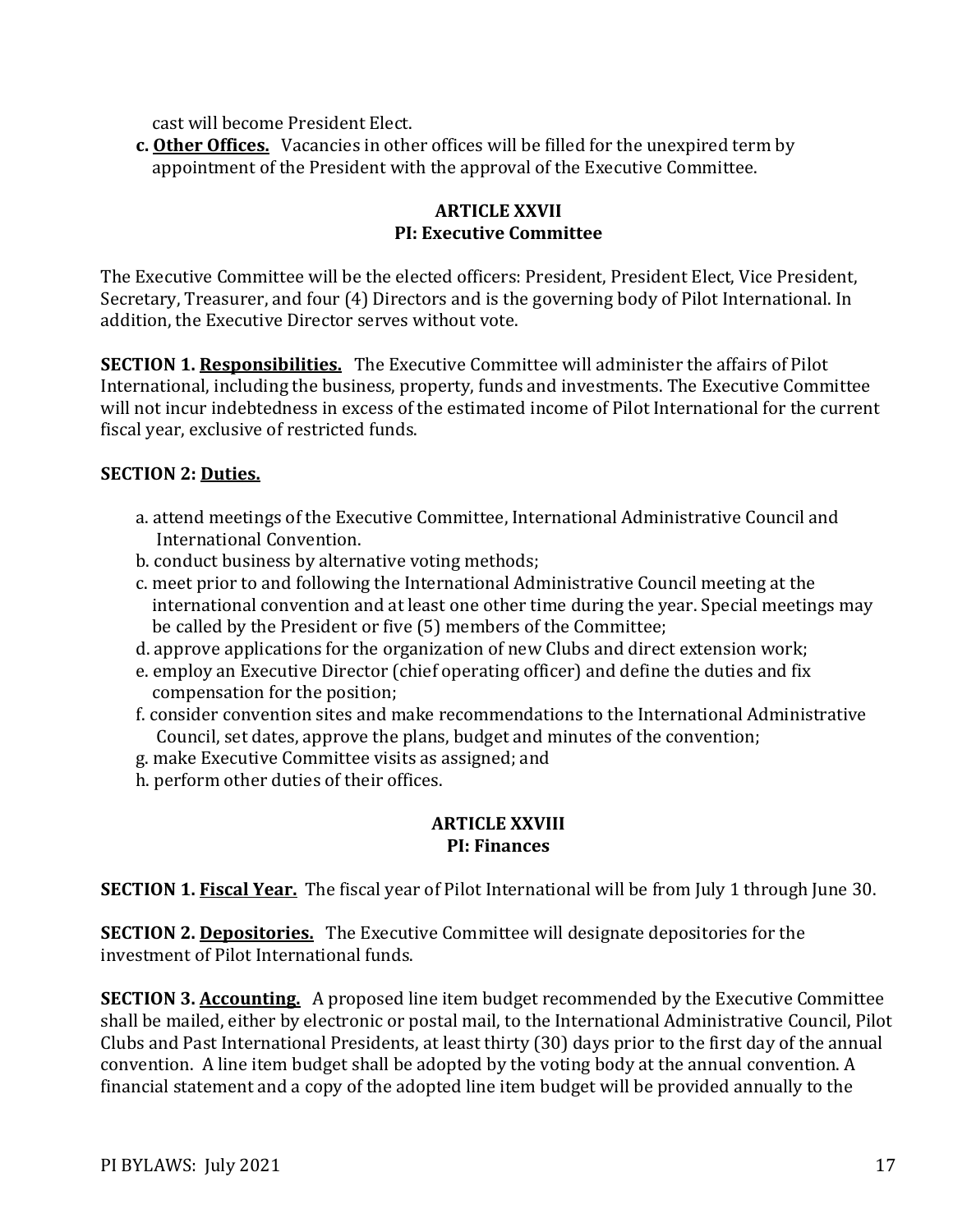cast will become President Elect.

**c. <u>Other Offices.</u>** Vacancies in other offices will be filled for the unexpired term by appointment of the President with the approval of the Executive Committee.

## ARTICLE XXVII
## PI: Executive Committee

The Executive Committee will be the elected officers: President, President Elect, Vice President, Secretary, Treasurer, and four (4) Directors and is the governing body of Pilot International. In addition, the Executive Director serves without vote.

**SECTION 1. <u>Responsibilities.</u>** The Executive Committee will administer the affairs of Pilot International, including the business, property, funds and investments. The Executive Committee will not incur indebtedness in excess of the estimated income of Pilot International for the current fiscal year, exclusive of restricted funds.

**SECTION 2: <u>Duties.</u>**

a. attend meetings of the Executive Committee, International Administrative Council and International Convention.
b. conduct business by alternative voting methods;
c. meet prior to and following the International Administrative Council meeting at the international convention and at least one other time during the year. Special meetings may be called by the President or five (5) members of the Committee;
d. approve applications for the organization of new Clubs and direct extension work;
e. employ an Executive Director (chief operating officer) and define the duties and fix compensation for the position;
f. consider convention sites and make recommendations to the International Administrative Council, set dates, approve the plans, budget and minutes of the convention;
g. make Executive Committee visits as assigned; and
h. perform other duties of their offices.

## ARTICLE XXVIII
## PI: Finances

**SECTION 1. <u>Fiscal Year.</u>** The fiscal year of Pilot International will be from July 1 through June 30.

**SECTION 2. <u>Depositories.</u>** The Executive Committee will designate depositories for the investment of Pilot International funds.

**SECTION 3. <u>Accounting.</u>** A proposed line item budget recommended by the Executive Committee shall be mailed, either by electronic or postal mail, to the International Administrative Council, Pilot Clubs and Past International Presidents, at least thirty (30) days prior to the first day of the annual convention. A line item budget shall be adopted by the voting body at the annual convention. A financial statement and a copy of the adopted line item budget will be provided annually to the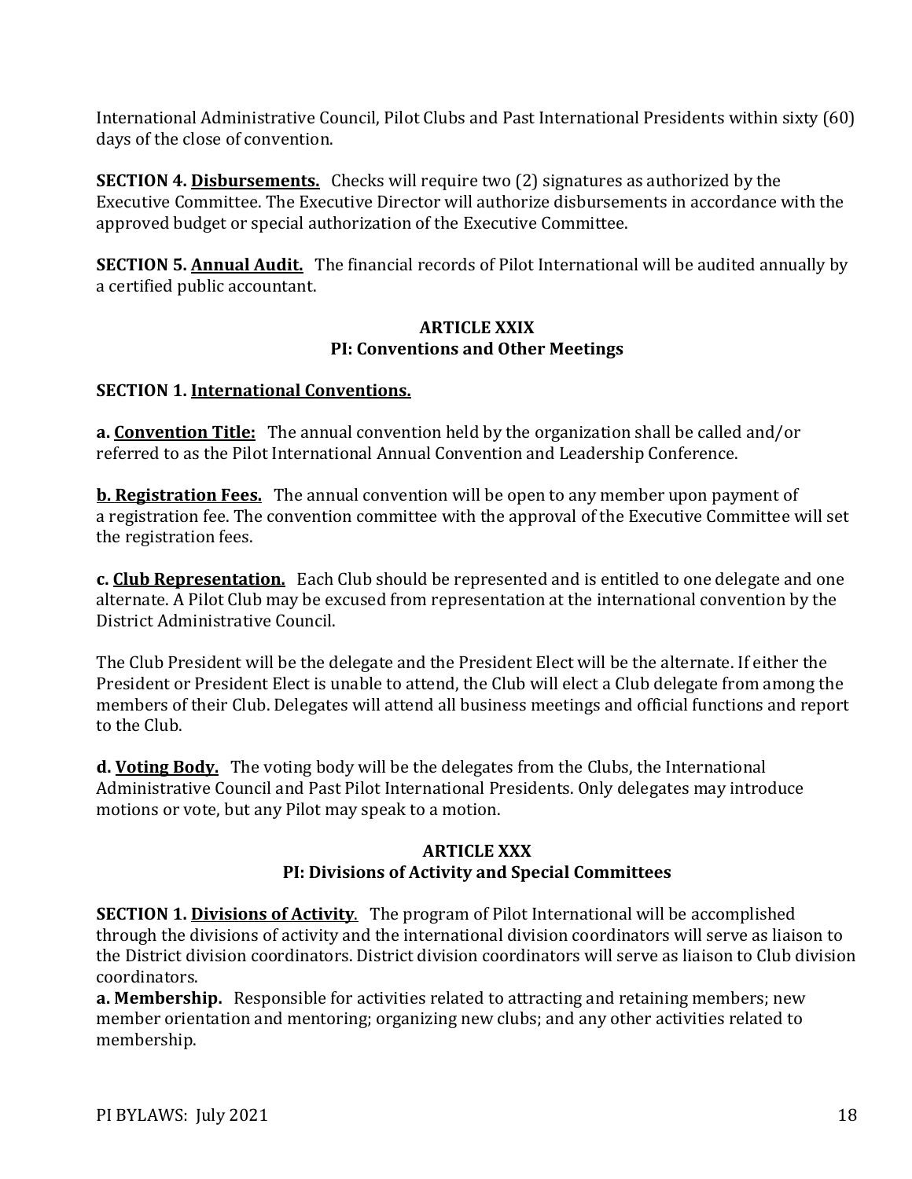International Administrative Council, Pilot Clubs and Past International Presidents within sixty (60) days of the close of convention.

**SECTION 4. <u>Disbursements.</u>** Checks will require two (2) signatures as authorized by the Executive Committee. The Executive Director will authorize disbursements in accordance with the approved budget or special authorization of the Executive Committee.

**SECTION 5. <u>Annual Audit.</u>** The financial records of Pilot International will be audited annually by a certified public accountant.

## ARTICLE XXIX
## PI: Conventions and Other Meetings

**SECTION 1. <u>International Conventions.</u>**

**a. <u>Convention Title:</u>** The annual convention held by the organization shall be called and/or referred to as the Pilot International Annual Convention and Leadership Conference.

**<u>b. Registration Fees.</u>** The annual convention will be open to any member upon payment of a registration fee. The convention committee with the approval of the Executive Committee will set the registration fees.

**c. <u>Club Representation.</u>** Each Club should be represented and is entitled to one delegate and one alternate. A Pilot Club may be excused from representation at the international convention by the District Administrative Council.

The Club President will be the delegate and the President Elect will be the alternate. If either the President or President Elect is unable to attend, the Club will elect a Club delegate from among the members of their Club. Delegates will attend all business meetings and official functions and report to the Club.

**d. <u>Voting Body.</u>** The voting body will be the delegates from the Clubs, the International Administrative Council and Past Pilot International Presidents. Only delegates may introduce motions or vote, but any Pilot may speak to a motion.

## ARTICLE XXX
## PI: Divisions of Activity and Special Committees

**SECTION 1. <u>Divisions of Activity</u>**. The program of Pilot International will be accomplished through the divisions of activity and the international division coordinators will serve as liaison to the District division coordinators. District division coordinators will serve as liaison to Club division coordinators.

**a. Membership.** Responsible for activities related to attracting and retaining members; new member orientation and mentoring; organizing new clubs; and any other activities related to membership.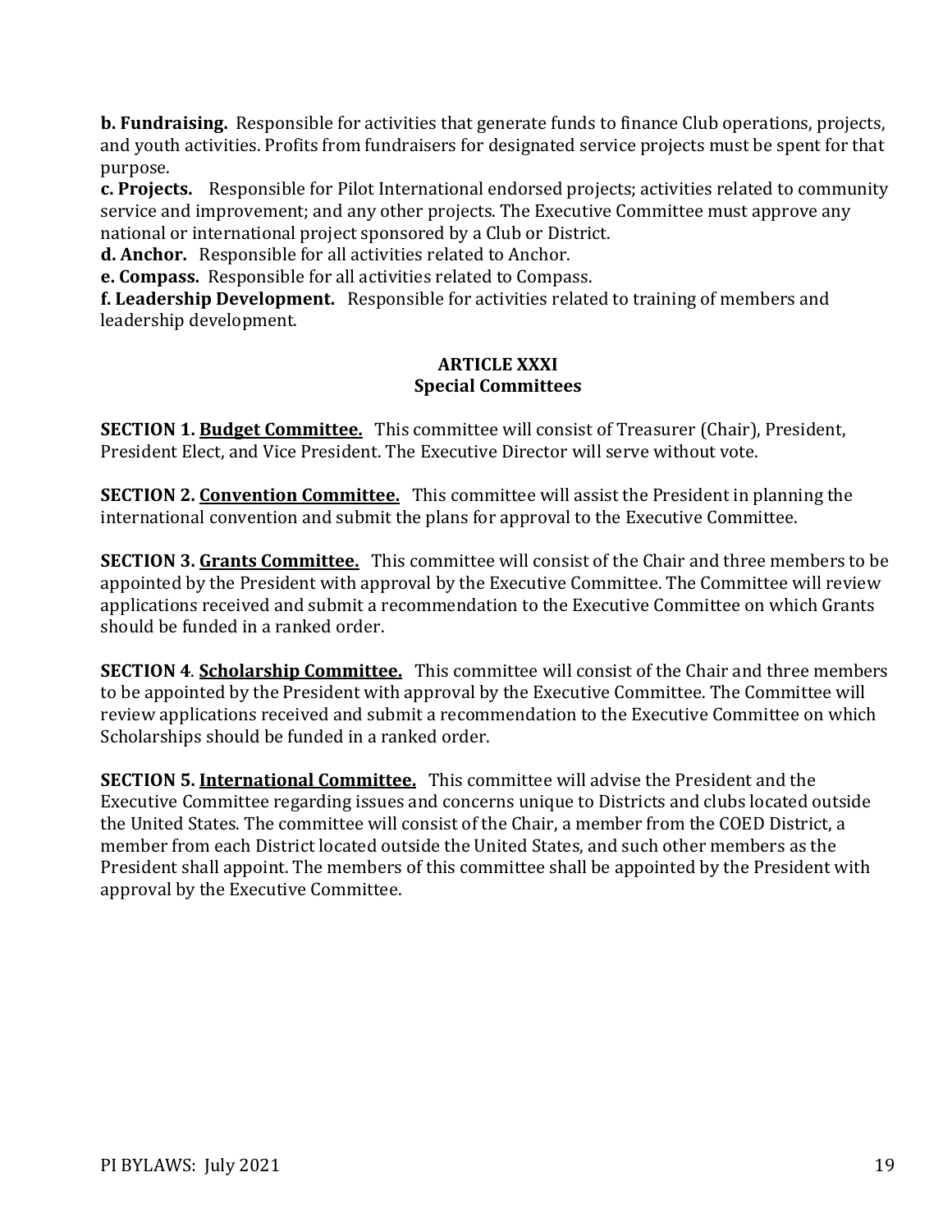**b. Fundraising.** Responsible for activities that generate funds to finance Club operations, projects, and youth activities. Profits from fundraisers for designated service projects must be spent for that purpose.

**c. Projects.** Responsible for Pilot International endorsed projects; activities related to community service and improvement; and any other projects. The Executive Committee must approve any national or international project sponsored by a Club or District.

**d. Anchor.** Responsible for all activities related to Anchor.

**e. Compass.** Responsible for all activities related to Compass.

**f. Leadership Development.** Responsible for activities related to training of members and leadership development.

## ARTICLE XXXI
## Special Committees

**SECTION 1. <u>Budget Committee.</u>** This committee will consist of Treasurer (Chair), President, President Elect, and Vice President. The Executive Director will serve without vote.

**SECTION 2. <u>Convention Committee.</u>** This committee will assist the President in planning the international convention and submit the plans for approval to the Executive Committee.

**SECTION 3. <u>Grants Committee.</u>** This committee will consist of the Chair and three members to be appointed by the President with approval by the Executive Committee. The Committee will review applications received and submit a recommendation to the Executive Committee on which Grants should be funded in a ranked order.

**SECTION 4**. **<u>Scholarship Committee.</u>** This committee will consist of the Chair and three members to be appointed by the President with approval by the Executive Committee. The Committee will review applications received and submit a recommendation to the Executive Committee on which Scholarships should be funded in a ranked order.

**SECTION 5. <u>International Committee.</u>** This committee will advise the President and the Executive Committee regarding issues and concerns unique to Districts and clubs located outside the United States. The committee will consist of the Chair, a member from the COED District, a member from each District located outside the United States, and such other members as the President shall appoint. The members of this committee shall be appointed by the President with approval by the Executive Committee.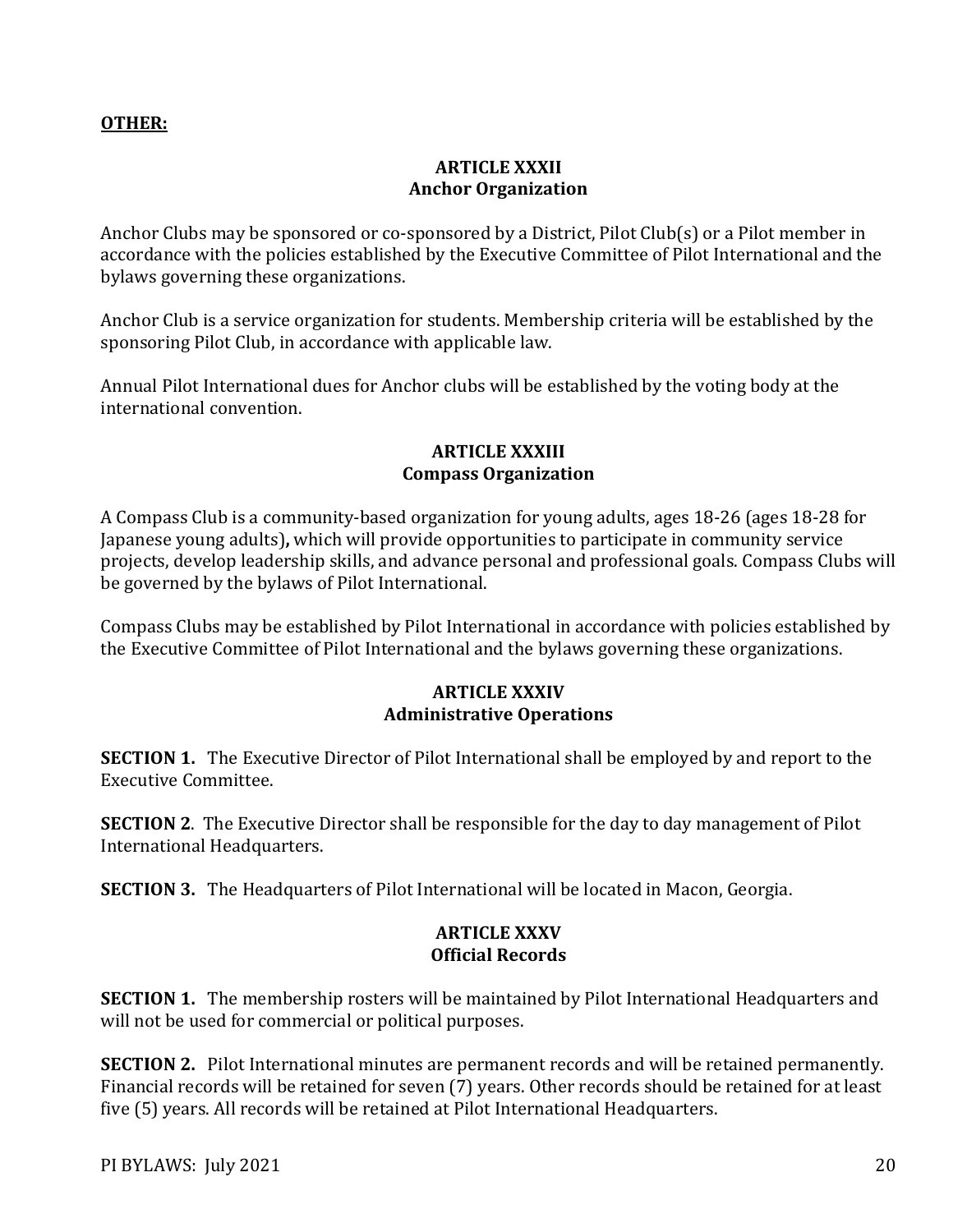**OTHER:**

## ARTICLE XXXII
## Anchor Organization

Anchor Clubs may be sponsored or co-sponsored by a District, Pilot Club(s) or a Pilot member in accordance with the policies established by the Executive Committee of Pilot International and the bylaws governing these organizations.

Anchor Club is a service organization for students. Membership criteria will be established by the sponsoring Pilot Club, in accordance with applicable law.

Annual Pilot International dues for Anchor clubs will be established by the voting body at the international convention.

## ARTICLE XXXIII
## Compass Organization

A Compass Club is a community-based organization for young adults, ages 18-26 (ages 18-28 for Japanese young adults)**,** which will provide opportunities to participate in community service projects, develop leadership skills, and advance personal and professional goals. Compass Clubs will be governed by the bylaws of Pilot International.

Compass Clubs may be established by Pilot International in accordance with policies established by the Executive Committee of Pilot International and the bylaws governing these organizations.

## ARTICLE XXXIV
## Administrative Operations

**SECTION 1.** The Executive Director of Pilot International shall be employed by and report to the Executive Committee.

**SECTION 2**. The Executive Director shall be responsible for the day to day management of Pilot International Headquarters.

**SECTION 3.** The Headquarters of Pilot International will be located in Macon, Georgia.

## ARTICLE XXXV
## Official Records

**SECTION 1.** The membership rosters will be maintained by Pilot International Headquarters and will not be used for commercial or political purposes.

**SECTION 2.** Pilot International minutes are permanent records and will be retained permanently. Financial records will be retained for seven (7) years. Other records should be retained for at least five (5) years. All records will be retained at Pilot International Headquarters.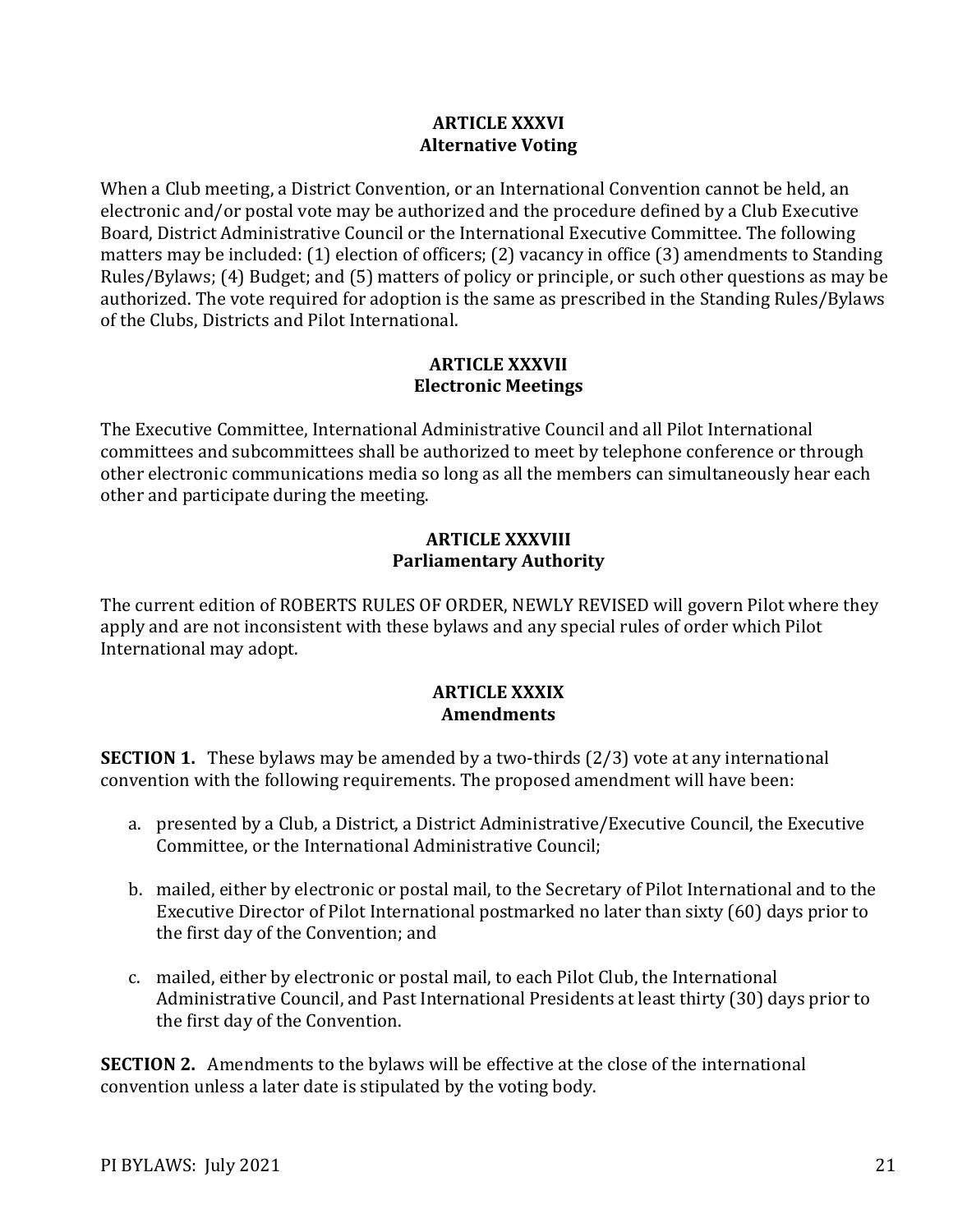## ARTICLE XXXVI
## Alternative Voting

When a Club meeting, a District Convention, or an International Convention cannot be held, an electronic and/or postal vote may be authorized and the procedure defined by a Club Executive Board, District Administrative Council or the International Executive Committee. The following matters may be included: (1) election of officers; (2) vacancy in office (3) amendments to Standing Rules/Bylaws; (4) Budget; and (5) matters of policy or principle, or such other questions as may be authorized. The vote required for adoption is the same as prescribed in the Standing Rules/Bylaws of the Clubs, Districts and Pilot International.

## ARTICLE XXXVII
## Electronic Meetings

The Executive Committee, International Administrative Council and all Pilot International committees and subcommittees shall be authorized to meet by telephone conference or through other electronic communications media so long as all the members can simultaneously hear each other and participate during the meeting.

## ARTICLE XXXVIII
## Parliamentary Authority

The current edition of ROBERTS RULES OF ORDER, NEWLY REVISED will govern Pilot where they apply and are not inconsistent with these bylaws and any special rules of order which Pilot International may adopt.

## ARTICLE XXXIX
## Amendments

**SECTION 1.** These bylaws may be amended by a two-thirds (2/3) vote at any international convention with the following requirements. The proposed amendment will have been:

a. presented by a Club, a District, a District Administrative/Executive Council, the Executive Committee, or the International Administrative Council;

b. mailed, either by electronic or postal mail, to the Secretary of Pilot International and to the Executive Director of Pilot International postmarked no later than sixty (60) days prior to the first day of the Convention; and

c. mailed, either by electronic or postal mail, to each Pilot Club, the International Administrative Council, and Past International Presidents at least thirty (30) days prior to the first day of the Convention.

**SECTION 2.** Amendments to the bylaws will be effective at the close of the international convention unless a later date is stipulated by the voting body.